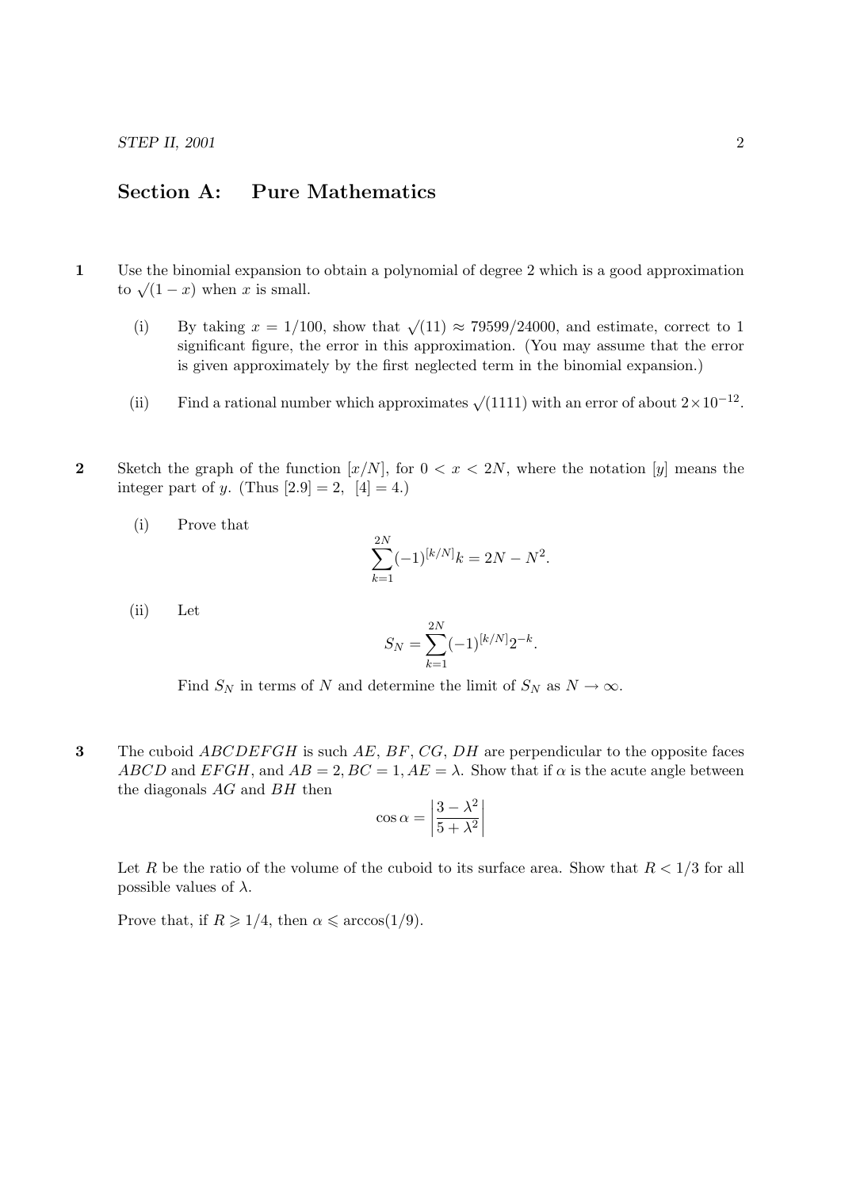## Section A: Pure Mathematics

**1** Use the binomial expansion to obtain a polynomial of degree 2 which is a good approximation to $\sqrt{(1-x)}$ when $x$ is small.

(i) By taking $x = 1/100$, show that $\sqrt{(11)} \approx 79599/24000$, and estimate, correct to 1 significant figure, the error in this approximation. (You may assume that the error is given approximately by the first neglected term in the binomial expansion.)

(ii) Find a rational number which approximates $\sqrt{(1111)}$ with an error of about $2 \times 10^{-12}$.

**2** Sketch the graph of the function $[x/N]$, for $0 < x < 2N$, where the notation $[y]$ means the integer part of $y$. (Thus $[2.9] = 2$, $[4] = 4$.)

(i) Prove that

$$\sum_{k=1}^{2N} (-1)^{[k/N]} k = 2N - N^2.$$

(ii) Let

$$S_N = \sum_{k=1}^{2N} (-1)^{[k/N]} 2^{-k}.$$

Find $S_N$ in terms of $N$ and determine the limit of $S_N$ as $N \to \infty$.

**3** The cuboid $ABCDEFGH$ is such $AE$, $BF$, $CG$, $DH$ are perpendicular to the opposite faces $ABCD$ and $EFGH$, and $AB = 2, BC = 1, AE = \lambda$. Show that if $\alpha$ is the acute angle between the diagonals $AG$ and $BH$ then

$$\cos\alpha = \left|\frac{3 - \lambda^2}{5 + \lambda^2}\right|$$

Let $R$ be the ratio of the volume of the cuboid to its surface area. Show that $R < 1/3$ for all possible values of $\lambda$.

Prove that, if $R \geqslant 1/4$, then $\alpha \leqslant \arccos(1/9)$.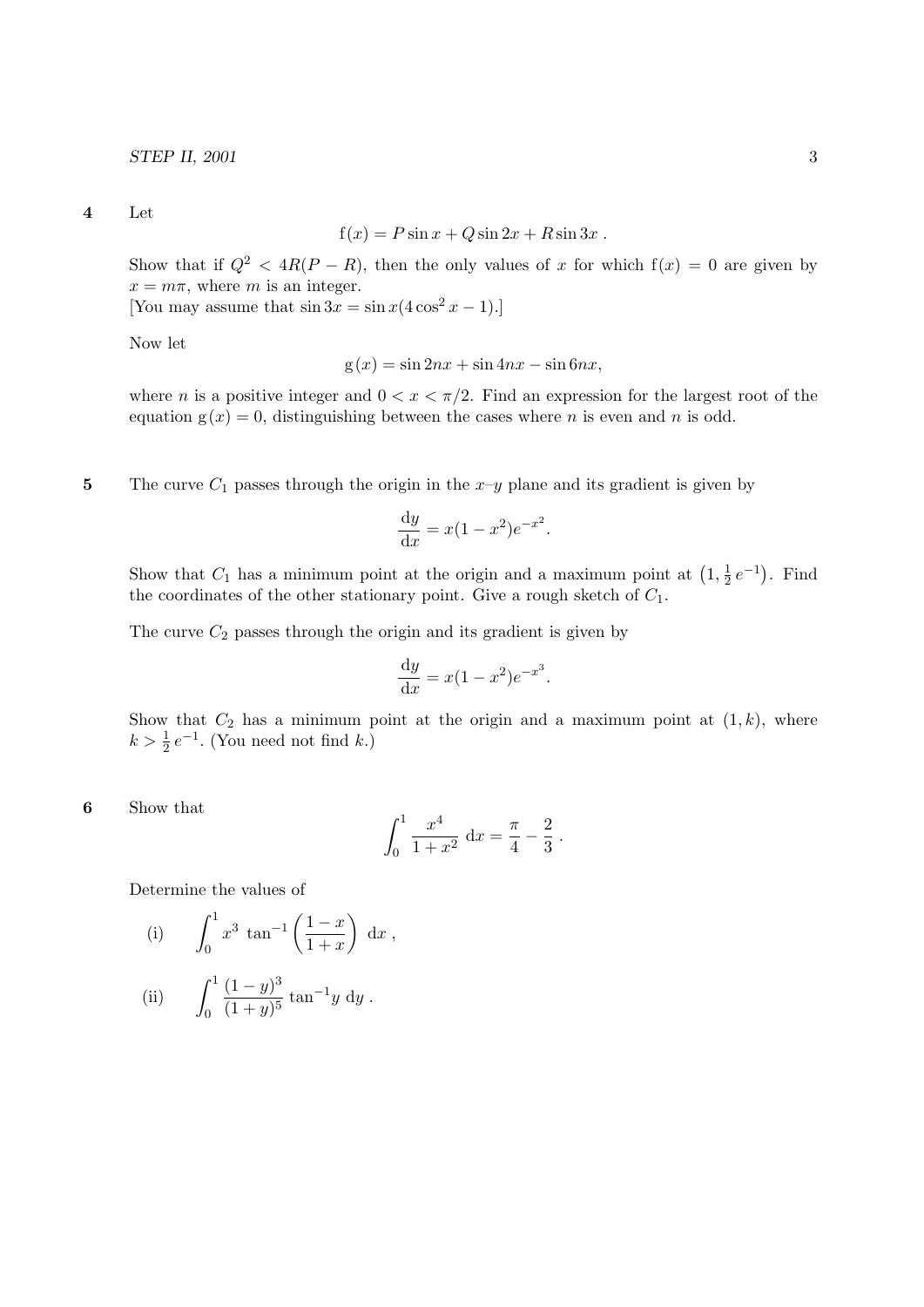**4** Let

$$\mathrm{f}(x) = P\sin x + Q\sin 2x + R\sin 3x\,.$$

Show that if $Q^2 < 4R(P-R)$, then the only values of $x$ for which $\mathrm{f}(x) = 0$ are given by $x = m\pi$, where $m$ is an integer.
[You may assume that $\sin 3x = \sin x(4\cos^2 x - 1)$.]

Now let

$$\mathrm{g}(x) = \sin 2nx + \sin 4nx - \sin 6nx,$$

where $n$ is a positive integer and $0 < x < \pi/2$. Find an expression for the largest root of the equation $\mathrm{g}(x) = 0$, distinguishing between the cases where $n$ is even and $n$ is odd.

**5** The curve $C_1$ passes through the origin in the $x$–$y$ plane and its gradient is given by

$$\frac{\mathrm{d}y}{\mathrm{d}x} = x(1-x^2)e^{-x^2}.$$

Show that $C_1$ has a minimum point at the origin and a maximum point at $\left(1, \frac{1}{2}e^{-1}\right)$. Find the coordinates of the other stationary point. Give a rough sketch of $C_1$.

The curve $C_2$ passes through the origin and its gradient is given by

$$\frac{\mathrm{d}y}{\mathrm{d}x} = x(1-x^2)e^{-x^3}.$$

Show that $C_2$ has a minimum point at the origin and a maximum point at $(1, k)$, where $k > \frac{1}{2}e^{-1}$. (You need not find $k$.)

**6** Show that

$$\int_0^1 \frac{x^4}{1+x^2}\,\mathrm{d}x = \frac{\pi}{4} - \frac{2}{3}\,.$$

Determine the values of

(i) $$\int_0^1 x^3 \tan^{-1}\left(\frac{1-x}{1+x}\right)\,\mathrm{d}x\,,$$

(ii) $$\int_0^1 \frac{(1-y)^3}{(1+y)^5}\tan^{-1}y\,\mathrm{d}y\,.$$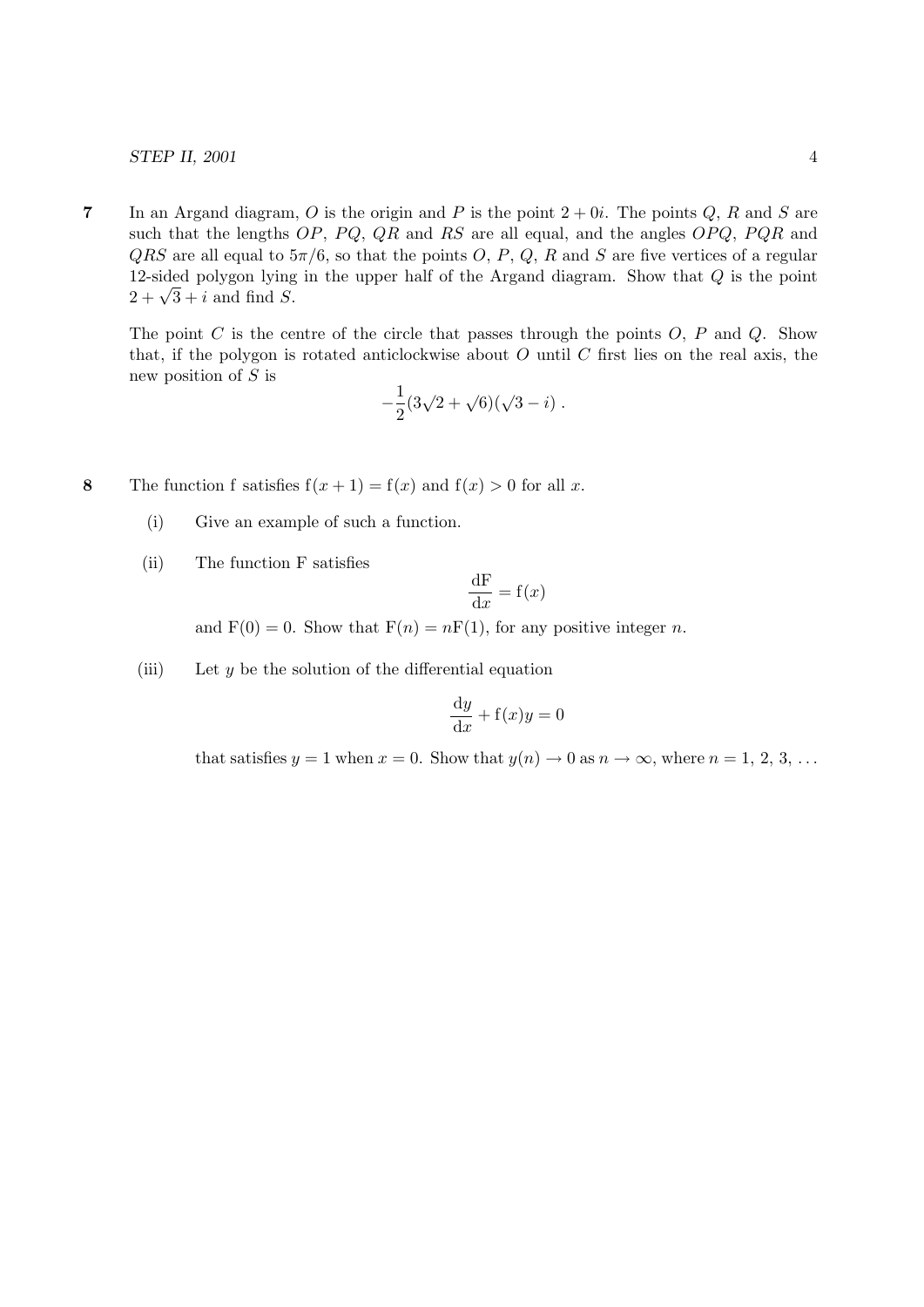**7** In an Argand diagram, $O$ is the origin and $P$ is the point $2 + 0i$. The points $Q$, $R$ and $S$ are such that the lengths $OP$, $PQ$, $QR$ and $RS$ are all equal, and the angles $OPQ$, $PQR$ and $QRS$ are all equal to $5\pi/6$, so that the points $O$, $P$, $Q$, $R$ and $S$ are five vertices of a regular 12-sided polygon lying in the upper half of the Argand diagram. Show that $Q$ is the point $2 + \sqrt{3} + i$ and find $S$.

The point $C$ is the centre of the circle that passes through the points $O$, $P$ and $Q$. Show that, if the polygon is rotated anticlockwise about $O$ until $C$ first lies on the real axis, the new position of $S$ is

$$-\frac{1}{2}(3\sqrt{2} + \sqrt{6})(\sqrt{3} - i)\ .$$

**8** The function f satisfies $\mathrm{f}(x+1) = \mathrm{f}(x)$ and $\mathrm{f}(x) > 0$ for all $x$.

(i) Give an example of such a function.

(ii) The function F satisfies

$$\frac{\mathrm{dF}}{\mathrm{d}x} = \mathrm{f}(x)$$

and $\mathrm{F}(0) = 0$. Show that $\mathrm{F}(n) = n\mathrm{F}(1)$, for any positive integer $n$.

(iii) Let $y$ be the solution of the differential equation

$$\frac{\mathrm{d}y}{\mathrm{d}x} + \mathrm{f}(x)y = 0$$

that satisfies $y = 1$ when $x = 0$. Show that $y(n) \to 0$ as $n \to \infty$, where $n = 1, 2, 3, \ldots$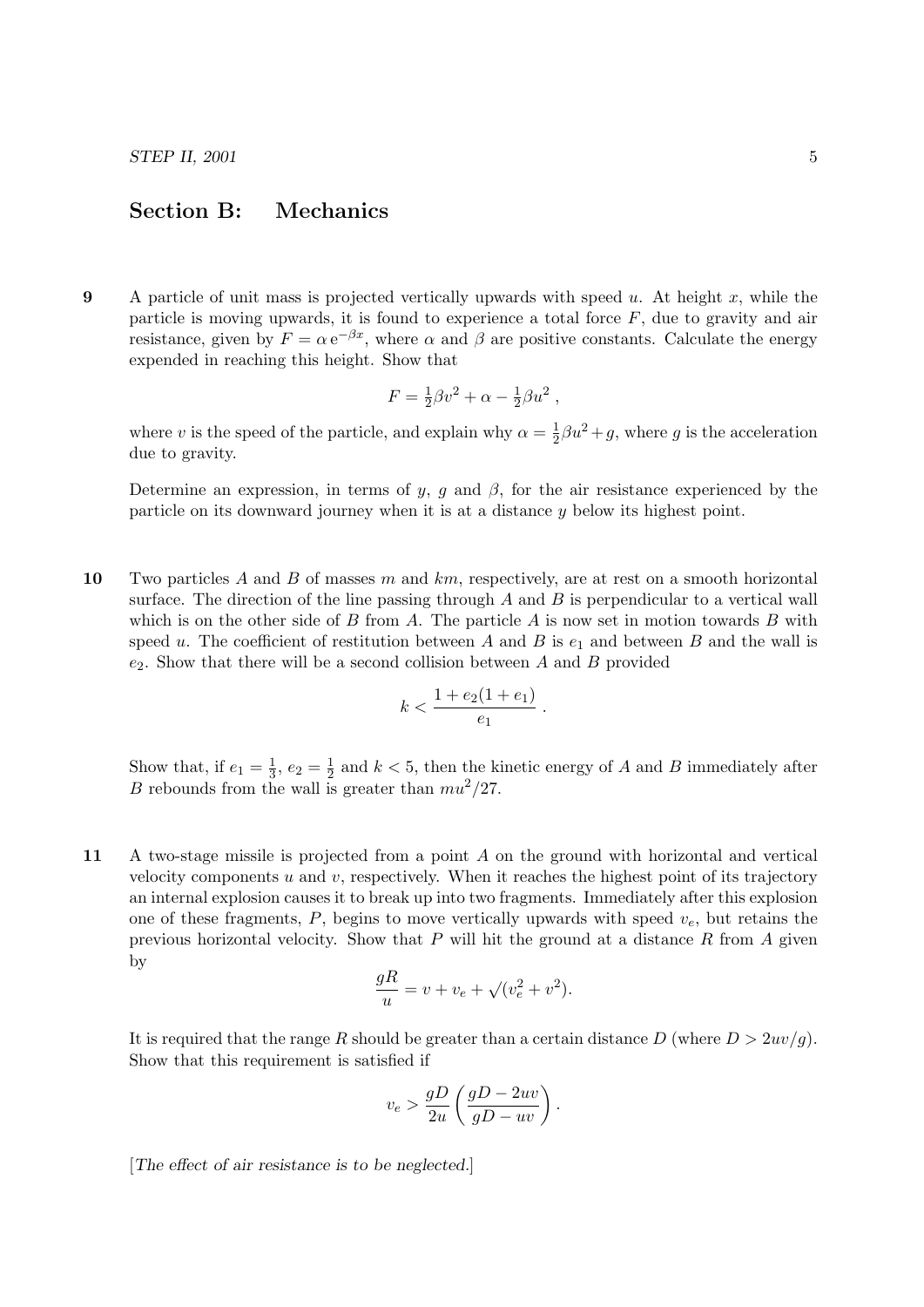## Section B: Mechanics

**9** A particle of unit mass is projected vertically upwards with speed $u$. At height $x$, while the particle is moving upwards, it is found to experience a total force $F$, due to gravity and air resistance, given by $F = \alpha \, \mathrm{e}^{-\beta x}$, where $\alpha$ and $\beta$ are positive constants. Calculate the energy expended in reaching this height. Show that

$$F = \tfrac{1}{2}\beta v^2 + \alpha - \tfrac{1}{2}\beta u^2 \,,$$

where $v$ is the speed of the particle, and explain why $\alpha = \frac{1}{2}\beta u^2 + g$, where $g$ is the acceleration due to gravity.

Determine an expression, in terms of $y$, $g$ and $\beta$, for the air resistance experienced by the particle on its downward journey when it is at a distance $y$ below its highest point.

**10** Two particles $A$ and $B$ of masses $m$ and $km$, respectively, are at rest on a smooth horizontal surface. The direction of the line passing through $A$ and $B$ is perpendicular to a vertical wall which is on the other side of $B$ from $A$. The particle $A$ is now set in motion towards $B$ with speed $u$. The coefficient of restitution between $A$ and $B$ is $e_1$ and between $B$ and the wall is $e_2$. Show that there will be a second collision between $A$ and $B$ provided

$$k < \frac{1 + e_2(1 + e_1)}{e_1} \,.$$

Show that, if $e_1 = \frac{1}{3}$, $e_2 = \frac{1}{2}$ and $k < 5$, then the kinetic energy of $A$ and $B$ immediately after $B$ rebounds from the wall is greater than $mu^2/27$.

**11** A two-stage missile is projected from a point $A$ on the ground with horizontal and vertical velocity components $u$ and $v$, respectively. When it reaches the highest point of its trajectory an internal explosion causes it to break up into two fragments. Immediately after this explosion one of these fragments, $P$, begins to move vertically upwards with speed $v_e$, but retains the previous horizontal velocity. Show that $P$ will hit the ground at a distance $R$ from $A$ given by

$$\frac{gR}{u} = v + v_e + \surd(v_e^2 + v^2).$$

It is required that the range $R$ should be greater than a certain distance $D$ (where $D > 2uv/g$). Show that this requirement is satisfied if

$$v_e > \frac{gD}{2u}\left(\frac{gD - 2uv}{gD - uv}\right).$$

[*The effect of air resistance is to be neglected.*]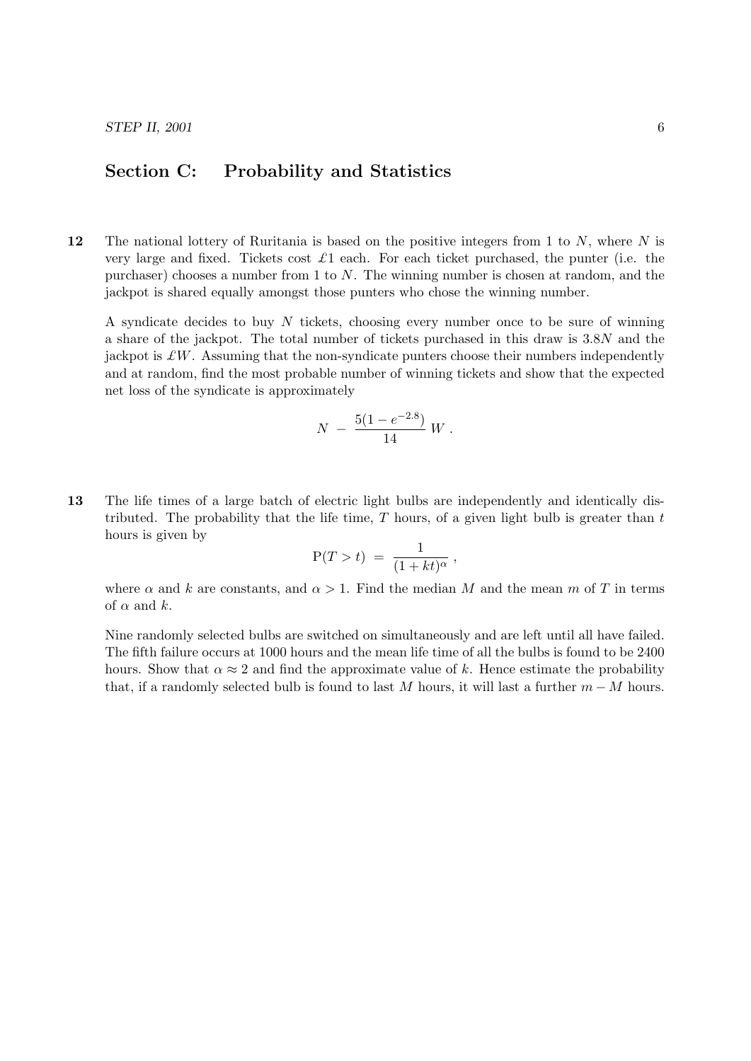## Section C: Probability and Statistics

**12** The national lottery of Ruritania is based on the positive integers from 1 to $N$, where $N$ is very large and fixed. Tickets cost £1 each. For each ticket purchased, the punter (i.e. the purchaser) chooses a number from 1 to $N$. The winning number is chosen at random, and the jackpot is shared equally amongst those punters who chose the winning number.

A syndicate decides to buy $N$ tickets, choosing every number once to be sure of winning a share of the jackpot. The total number of tickets purchased in this draw is $3.8N$ and the jackpot is £$W$. Assuming that the non-syndicate punters choose their numbers independently and at random, find the most probable number of winning tickets and show that the expected net loss of the syndicate is approximately

$$N \; - \; \frac{5(1 - e^{-2.8})}{14} \, W \; .$$

**13** The life times of a large batch of electric light bulbs are independently and identically distributed. The probability that the life time, $T$ hours, of a given light bulb is greater than $t$ hours is given by

$$\mathrm{P}(T > t) \; = \; \frac{1}{(1 + kt)^{\alpha}} \; ,$$

where $\alpha$ and $k$ are constants, and $\alpha > 1$. Find the median $M$ and the mean $m$ of $T$ in terms of $\alpha$ and $k$.

Nine randomly selected bulbs are switched on simultaneously and are left until all have failed. The fifth failure occurs at 1000 hours and the mean life time of all the bulbs is found to be 2400 hours. Show that $\alpha \approx 2$ and find the approximate value of $k$. Hence estimate the probability that, if a randomly selected bulb is found to last $M$ hours, it will last a further $m - M$ hours.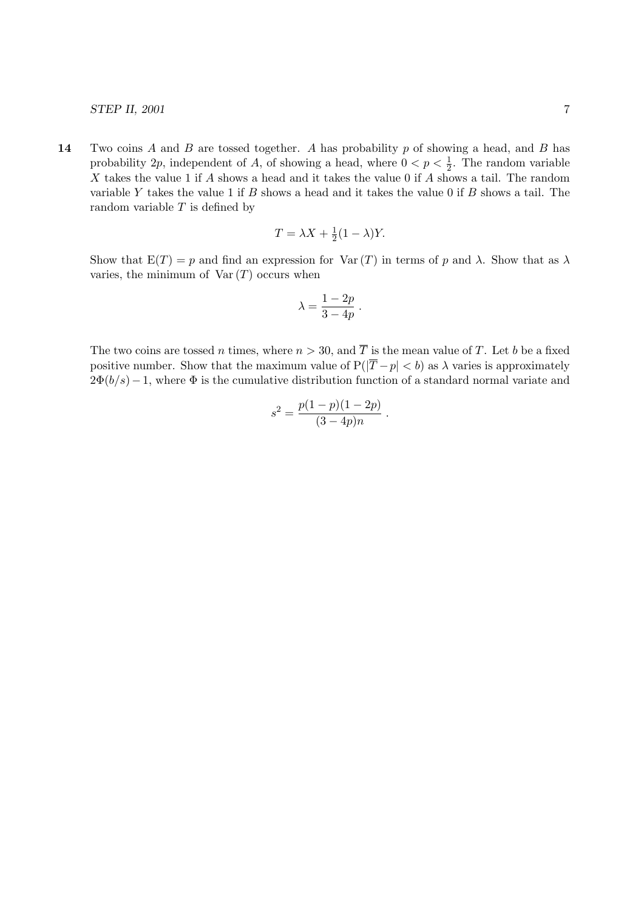**14** Two coins $A$ and $B$ are tossed together. $A$ has probability $p$ of showing a head, and $B$ has probability $2p$, independent of $A$, of showing a head, where $0 < p < \frac{1}{2}$. The random variable $X$ takes the value 1 if $A$ shows a head and it takes the value 0 if $A$ shows a tail. The random variable $Y$ takes the value 1 if $B$ shows a head and it takes the value 0 if $B$ shows a tail. The random variable $T$ is defined by

$$T = \lambda X + \tfrac{1}{2}(1 - \lambda)Y.$$

Show that $\mathrm{E}(T) = p$ and find an expression for $\mathrm{Var}(T)$ in terms of $p$ and $\lambda$. Show that as $\lambda$ varies, the minimum of $\mathrm{Var}(T)$ occurs when

$$\lambda = \frac{1 - 2p}{3 - 4p}\,.$$

The two coins are tossed $n$ times, where $n > 30$, and $\overline{T}$ is the mean value of $T$. Let $b$ be a fixed positive number. Show that the maximum value of $\mathrm{P}(|\overline{T} - p| < b)$ as $\lambda$ varies is approximately $2\Phi(b/s) - 1$, where $\Phi$ is the cumulative distribution function of a standard normal variate and

$$s^2 = \frac{p(1-p)(1-2p)}{(3-4p)n}\,.$$